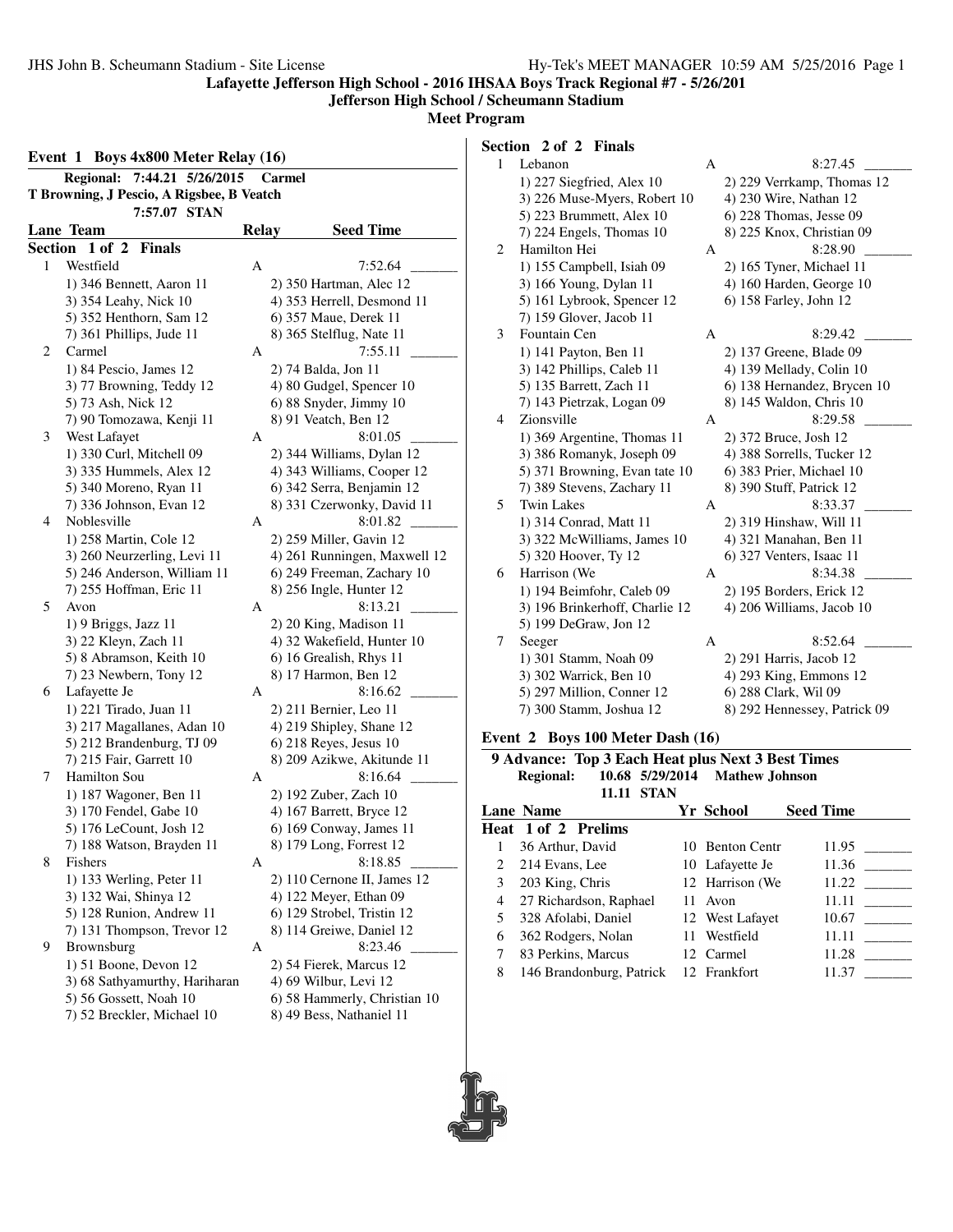**Lafayette Jefferson High School - 2016 IHSAA Boys Track Regional #7 - 5/26/201**
**Jefferson High School / Scheumann Stadium**
**Meet Program**

## Event 1 Boys 4x800 Meter Relay (16)

**Regional: 7:44.21 5/26/2015 Carmel**
**T Browning, J Pescio, A Rigsbee, B Veatch**
**7:57.07 STAN**

| Lane | Team | Relay | Seed Time |
|---|---|---|---|
| **Section 1 of 2 Finals** | | | |
| 1 | Westfield | A | 7:52.64 _______ |
| | 1) 346 Bennett, Aaron 11; 2) 350 Hartman, Alec 12; 3) 354 Leahy, Nick 10; 4) 353 Herrell, Desmond 11; 5) 352 Henthorn, Sam 12; 6) 357 Maue, Derek 11; 7) 361 Phillips, Jude 11; 8) 365 Stelflug, Nate 11 | | |
| 2 | Carmel | A | 7:55.11 _______ |
| | 1) 84 Pescio, James 12; 2) 74 Balda, Jon 11; 3) 77 Browning, Teddy 12; 4) 80 Gudgel, Spencer 10; 5) 73 Ash, Nick 12; 6) 88 Snyder, Jimmy 10; 7) 90 Tomozawa, Kenji 11; 8) 91 Veatch, Ben 12 | | |
| 3 | West Lafayet | A | 8:01.05 _______ |
| | 1) 330 Curl, Mitchell 09; 2) 344 Williams, Dylan 12; 3) 335 Hummels, Alex 12; 4) 343 Williams, Cooper 12; 5) 340 Moreno, Ryan 11; 6) 342 Serra, Benjamin 12; 7) 336 Johnson, Evan 12; 8) 331 Czerwonky, David 11 | | |
| 4 | Noblesville | A | 8:01.82 _______ |
| | 1) 258 Martin, Cole 12; 2) 259 Miller, Gavin 12; 3) 260 Neurzerling, Levi 11; 4) 261 Runningen, Maxwell 12; 5) 246 Anderson, William 11; 6) 249 Freeman, Zachary 10; 7) 255 Hoffman, Eric 11; 8) 256 Ingle, Hunter 12 | | |
| 5 | Avon | A | 8:13.21 _______ |
| | 1) 9 Briggs, Jazz 11; 2) 20 King, Madison 11; 3) 22 Kleyn, Zach 11; 4) 32 Wakefield, Hunter 10; 5) 8 Abramson, Keith 10; 6) 16 Grealish, Rhys 11; 7) 23 Newbern, Tony 12; 8) 17 Harmon, Ben 12 | | |
| 6 | Lafayette Je | A | 8:16.62 _______ |
| | 1) 221 Tirado, Juan 11; 2) 211 Bernier, Leo 11; 3) 217 Magallanes, Adan 10; 4) 219 Shipley, Shane 12; 5) 212 Brandenburg, TJ 09; 6) 218 Reyes, Jesus 10; 7) 215 Fair, Garrett 10; 8) 209 Azikwe, Akitunde 11 | | |
| 7 | Hamilton Sou | A | 8:16.64 _______ |
| | 1) 187 Wagoner, Ben 11; 2) 192 Zuber, Zach 10; 3) 170 Fendel, Gabe 10; 4) 167 Barrett, Bryce 12; 5) 176 LeCount, Josh 12; 6) 169 Conway, James 11; 7) 188 Watson, Brayden 11; 8) 179 Long, Forrest 12 | | |
| 8 | Fishers | A | 8:18.85 _______ |
| | 1) 133 Werling, Peter 11; 2) 110 Cernone II, James 12; 3) 132 Wai, Shinya 12; 4) 122 Meyer, Ethan 09; 5) 128 Runion, Andrew 11; 6) 129 Strobel, Tristin 12; 7) 131 Thompson, Trevor 12; 8) 114 Greiwe, Daniel 12 | | |
| 9 | Brownsburg | A | 8:23.46 _______ |
| | 1) 51 Boone, Devon 12; 2) 54 Fierek, Marcus 12; 3) 68 Sathyamurthy, Hariharan; 4) 69 Wilbur, Levi 12; 5) 56 Gossett, Noah 10; 6) 58 Hammerly, Christian 10; 7) 52 Breckler, Michael 10; 8) 49 Bess, Nathaniel 11 | | |
| **Section 2 of 2 Finals** | | | |
| 1 | Lebanon | A | 8:27.45 _______ |
| | 1) 227 Siegfried, Alex 10; 2) 229 Verrkamp, Thomas 12; 3) 226 Muse-Myers, Robert 10; 4) 230 Wire, Nathan 12; 5) 223 Brummett, Alex 10; 6) 228 Thomas, Jesse 09; 7) 224 Engels, Thomas 10; 8) 225 Knox, Christian 09 | | |
| 2 | Hamilton Hei | A | 8:28.90 _______ |
| | 1) 155 Campbell, Isiah 09; 2) 165 Tyner, Michael 11; 3) 166 Young, Dylan 11; 4) 160 Harden, George 10; 5) 161 Lybrook, Spencer 12; 6) 158 Farley, John 12; 7) 159 Glover, Jacob 11 | | |
| 3 | Fountain Cen | A | 8:29.42 _______ |
| | 1) 141 Payton, Ben 11; 2) 137 Greene, Blade 09; 3) 142 Phillips, Caleb 11; 4) 139 Mellady, Colin 10; 5) 135 Barrett, Zach 11; 6) 138 Hernandez, Brycen 10; 7) 143 Pietrzak, Logan 09; 8) 145 Waldon, Chris 10 | | |
| 4 | Zionsville | A | 8:29.58 _______ |
| | 1) 369 Argentine, Thomas 11; 2) 372 Bruce, Josh 12; 3) 386 Romanyk, Joseph 09; 4) 388 Sorrells, Tucker 12; 5) 371 Browning, Evan tate 10; 6) 383 Prier, Michael 10; 7) 389 Stevens, Zachary 11; 8) 390 Stuff, Patrick 12 | | |
| 5 | Twin Lakes | A | 8:33.37 _______ |
| | 1) 314 Conrad, Matt 11; 2) 319 Hinshaw, Will 11; 3) 322 McWilliams, James 10; 4) 321 Manahan, Ben 11; 5) 320 Hoover, Ty 12; 6) 327 Venters, Isaac 11 | | |
| 6 | Harrison (We | A | 8:34.38 _______ |
| | 1) 194 Beimfohr, Caleb 09; 2) 195 Borders, Erick 12; 3) 196 Brinkerhoff, Charlie 12; 4) 206 Williams, Jacob 10; 5) 199 DeGraw, Jon 12 | | |
| 7 | Seeger | A | 8:52.64 _______ |
| | 1) 301 Stamm, Noah 09; 2) 291 Harris, Jacob 12; 3) 302 Warrick, Ben 10; 4) 293 King, Emmons 12; 5) 297 Million, Conner 12; 6) 288 Clark, Wil 09; 7) 300 Stamm, Joshua 12; 8) 292 Hennessey, Patrick 09 | | |

## Event 2 Boys 100 Meter Dash (16)

**9 Advance: Top 3 Each Heat plus Next 3 Best Times**
**Regional: 10.68 5/29/2014 Mathew Johnson**
**11.11 STAN**

| Lane | Name | Yr | School | Seed Time |
|---|---|---|---|---|
| **Heat 1 of 2 Prelims** | | | | |
| 1 | 36 Arthur, David | 10 | Benton Centr | 11.95 _______ |
| 2 | 214 Evans, Lee | 10 | Lafayette Je | 11.36 _______ |
| 3 | 203 King, Chris | 12 | Harrison (We | 11.22 _______ |
| 4 | 27 Richardson, Raphael | 11 | Avon | 11.11 _______ |
| 5 | 328 Afolabi, Daniel | 12 | West Lafayet | 10.67 _______ |
| 6 | 362 Rodgers, Nolan | 11 | Westfield | 11.11 _______ |
| 7 | 83 Perkins, Marcus | 12 | Carmel | 11.28 _______ |
| 8 | 146 Brandonburg, Patrick | 12 | Frankfort | 11.37 _______ |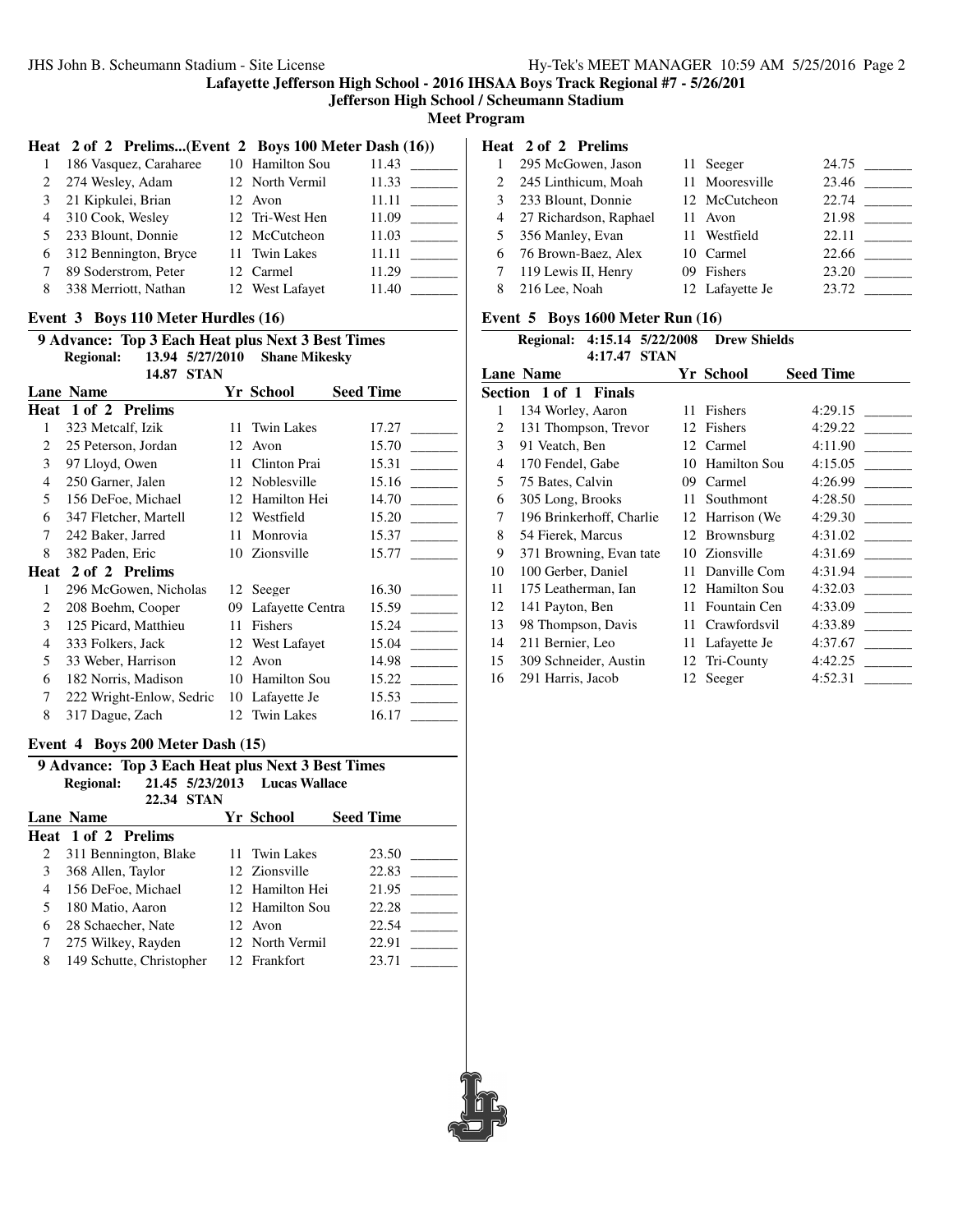## Heat 2 of 2 Prelims...(Event 2 Boys 100 Meter Dash (16))

| Lane | Name | Yr | School | Seed Time | |
|---|---|---|---|---|---|
| 1 | 186 Vasquez, Caraharee | 10 | Hamilton Sou | 11.43 | _______ |
| 2 | 274 Wesley, Adam | 12 | North Vermil | 11.33 | _______ |
| 3 | 21 Kipkulei, Brian | 12 | Avon | 11.11 | _______ |
| 4 | 310 Cook, Wesley | 12 | Tri-West Hen | 11.09 | _______ |
| 5 | 233 Blount, Donnie | 12 | McCutcheon | 11.03 | _______ |
| 6 | 312 Bennington, Bryce | 11 | Twin Lakes | 11.11 | _______ |
| 7 | 89 Soderstrom, Peter | 12 | Carmel | 11.29 | _______ |
| 8 | 338 Merriott, Nathan | 12 | West Lafayet | 11.40 | _______ |

## Event 3 Boys 110 Meter Hurdles (16)

**9 Advance: Top 3 Each Heat plus Next 3 Best Times**

**Regional: 13.94 5/27/2010 Shane Mikesky**

**14.87 STAN**

| Lane | Name | Yr | School | Seed Time | |
|---|---|---|---|---|---|
| **Heat 1 of 2 Prelims** | | | | | |
| 1 | 323 Metcalf, Izik | 11 | Twin Lakes | 17.27 | _______ |
| 2 | 25 Peterson, Jordan | 12 | Avon | 15.70 | _______ |
| 3 | 97 Lloyd, Owen | 11 | Clinton Prai | 15.31 | _______ |
| 4 | 250 Garner, Jalen | 12 | Noblesville | 15.16 | _______ |
| 5 | 156 DeFoe, Michael | 12 | Hamilton Hei | 14.70 | _______ |
| 6 | 347 Fletcher, Martell | 12 | Westfield | 15.20 | _______ |
| 7 | 242 Baker, Jarred | 11 | Monrovia | 15.37 | _______ |
| 8 | 382 Paden, Eric | 10 | Zionsville | 15.77 | _______ |
| **Heat 2 of 2 Prelims** | | | | | |
| 1 | 296 McGowen, Nicholas | 12 | Seeger | 16.30 | _______ |
| 2 | 208 Boehm, Cooper | 09 | Lafayette Centra | 15.59 | _______ |
| 3 | 125 Picard, Matthieu | 11 | Fishers | 15.24 | _______ |
| 4 | 333 Folkers, Jack | 12 | West Lafayet | 15.04 | _______ |
| 5 | 33 Weber, Harrison | 12 | Avon | 14.98 | _______ |
| 6 | 182 Norris, Madison | 10 | Hamilton Sou | 15.22 | _______ |
| 7 | 222 Wright-Enlow, Sedric | 10 | Lafayette Je | 15.53 | _______ |
| 8 | 317 Dague, Zach | 12 | Twin Lakes | 16.17 | _______ |

## Event 4 Boys 200 Meter Dash (15)

**9 Advance: Top 3 Each Heat plus Next 3 Best Times**

**Regional: 21.45 5/23/2013 Lucas Wallace**

**22.34 STAN**

| Lane | Name | Yr | School | Seed Time | |
|---|---|---|---|---|---|
| **Heat 1 of 2 Prelims** | | | | | |
| 2 | 311 Bennington, Blake | 11 | Twin Lakes | 23.50 | _______ |
| 3 | 368 Allen, Taylor | 12 | Zionsville | 22.83 | _______ |
| 4 | 156 DeFoe, Michael | 12 | Hamilton Hei | 21.95 | _______ |
| 5 | 180 Matio, Aaron | 12 | Hamilton Sou | 22.28 | _______ |
| 6 | 28 Schaecher, Nate | 12 | Avon | 22.54 | _______ |
| 7 | 275 Wilkey, Rayden | 12 | North Vermil | 22.91 | _______ |
| 8 | 149 Schutte, Christopher | 12 | Frankfort | 23.71 | _______ |
| **Heat 2 of 2 Prelims** | | | | | |
| 1 | 295 McGowen, Jason | 11 | Seeger | 24.75 | _______ |
| 2 | 245 Linthicum, Moah | 11 | Mooresville | 23.46 | _______ |
| 3 | 233 Blount, Donnie | 12 | McCutcheon | 22.74 | _______ |
| 4 | 27 Richardson, Raphael | 11 | Avon | 21.98 | _______ |
| 5 | 356 Manley, Evan | 11 | Westfield | 22.11 | _______ |
| 6 | 76 Brown-Baez, Alex | 10 | Carmel | 22.66 | _______ |
| 7 | 119 Lewis II, Henry | 09 | Fishers | 23.20 | _______ |
| 8 | 216 Lee, Noah | 12 | Lafayette Je | 23.72 | _______ |

## Event 5 Boys 1600 Meter Run (16)

**Regional: 4:15.14 5/22/2008 Drew Shields**

**4:17.47 STAN**

| Lane | Name | Yr | School | Seed Time | |
|---|---|---|---|---|---|
| **Section 1 of 1 Finals** | | | | | |
| 1 | 134 Worley, Aaron | 11 | Fishers | 4:29.15 | _______ |
| 2 | 131 Thompson, Trevor | 12 | Fishers | 4:29.22 | _______ |
| 3 | 91 Veatch, Ben | 12 | Carmel | 4:11.90 | _______ |
| 4 | 170 Fendel, Gabe | 10 | Hamilton Sou | 4:15.05 | _______ |
| 5 | 75 Bates, Calvin | 09 | Carmel | 4:26.99 | _______ |
| 6 | 305 Long, Brooks | 11 | Southmont | 4:28.50 | _______ |
| 7 | 196 Brinkerhoff, Charlie | 12 | Harrison (We | 4:29.30 | _______ |
| 8 | 54 Fierek, Marcus | 12 | Brownsburg | 4:31.02 | _______ |
| 9 | 371 Browning, Evan tate | 10 | Zionsville | 4:31.69 | _______ |
| 10 | 100 Gerber, Daniel | 11 | Danville Com | 4:31.94 | _______ |
| 11 | 175 Leatherman, Ian | 12 | Hamilton Sou | 4:32.03 | _______ |
| 12 | 141 Payton, Ben | 11 | Fountain Cen | 4:33.09 | _______ |
| 13 | 98 Thompson, Davis | 11 | Crawfordsvil | 4:33.89 | _______ |
| 14 | 211 Bernier, Leo | 11 | Lafayette Je | 4:37.67 | _______ |
| 15 | 309 Schneider, Austin | 12 | Tri-County | 4:42.25 | _______ |
| 16 | 291 Harris, Jacob | 12 | Seeger | 4:52.31 | _______ |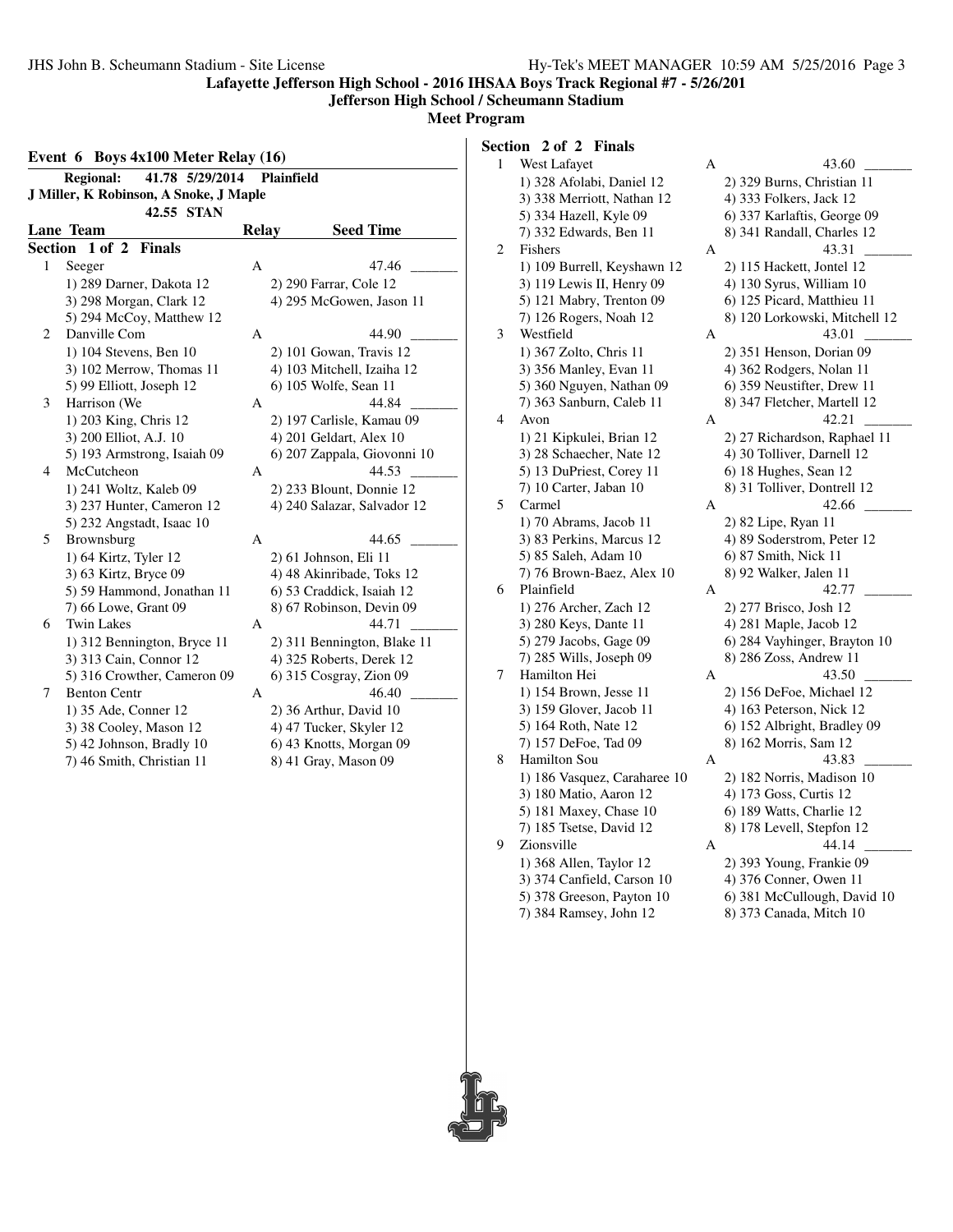**Lafayette Jefferson High School - 2016 IHSAA Boys Track Regional #7 - 5/26/201**

**Jefferson High School / Scheumann Stadium**

**Meet Program**

### Event 6 Boys 4x100 Meter Relay (16)

**Regional: 41.78 5/29/2014 Plainfield**
**J Miller, K Robinson, A Snoke, J Maple**
**42.55 STAN**

| Lane | Team | Relay | Seed Time |
|---|---|---|---|
| **Section 1 of 2 Finals** | | | |
| 1 | Seeger | A | 47.46 _______ |
| | 1) 289 Darner, Dakota 12 | 2) 290 Farrar, Cole 12 | |
| | 3) 298 Morgan, Clark 12 | 4) 295 McGowen, Jason 11 | |
| | 5) 294 McCoy, Matthew 12 | | |
| 2 | Danville Com | A | 44.90 _______ |
| | 1) 104 Stevens, Ben 10 | 2) 101 Gowan, Travis 12 | |
| | 3) 102 Merrow, Thomas 11 | 4) 103 Mitchell, Izaiha 12 | |
| | 5) 99 Elliott, Joseph 12 | 6) 105 Wolfe, Sean 11 | |
| 3 | Harrison (We | A | 44.84 _______ |
| | 1) 203 King, Chris 12 | 2) 197 Carlisle, Kamau 09 | |
| | 3) 200 Elliot, A.J. 10 | 4) 201 Geldart, Alex 10 | |
| | 5) 193 Armstrong, Isaiah 09 | 6) 207 Zappala, Giovonni 10 | |
| 4 | McCutcheon | A | 44.53 _______ |
| | 1) 241 Woltz, Kaleb 09 | 2) 233 Blount, Donnie 12 | |
| | 3) 237 Hunter, Cameron 12 | 4) 240 Salazar, Salvador 12 | |
| | 5) 232 Angstadt, Isaac 10 | | |
| 5 | Brownsburg | A | 44.65 _______ |
| | 1) 64 Kirtz, Tyler 12 | 2) 61 Johnson, Eli 11 | |
| | 3) 63 Kirtz, Bryce 09 | 4) 48 Akinribade, Toks 12 | |
| | 5) 59 Hammond, Jonathan 11 | 6) 53 Craddick, Isaiah 12 | |
| | 7) 66 Lowe, Grant 09 | 8) 67 Robinson, Devin 09 | |
| 6 | Twin Lakes | A | 44.71 _______ |
| | 1) 312 Bennington, Bryce 11 | 2) 311 Bennington, Blake 11 | |
| | 3) 313 Cain, Connor 12 | 4) 325 Roberts, Derek 12 | |
| | 5) 316 Crowther, Cameron 09 | 6) 315 Cosgray, Zion 09 | |
| 7 | Benton Centr | A | 46.40 _______ |
| | 1) 35 Ade, Conner 12 | 2) 36 Arthur, David 10 | |
| | 3) 38 Cooley, Mason 12 | 4) 47 Tucker, Skyler 12 | |
| | 5) 42 Johnson, Bradly 10 | 6) 43 Knotts, Morgan 09 | |
| | 7) 46 Smith, Christian 11 | 8) 41 Gray, Mason 09 | |
| **Section 2 of 2 Finals** | | | |
| 1 | West Lafayet | A | 43.60 _______ |
| | 1) 328 Afolabi, Daniel 12 | 2) 329 Burns, Christian 11 | |
| | 3) 338 Merriott, Nathan 12 | 4) 333 Folkers, Jack 12 | |
| | 5) 334 Hazell, Kyle 09 | 6) 337 Karlaftis, George 09 | |
| | 7) 332 Edwards, Ben 11 | 8) 341 Randall, Charles 12 | |
| 2 | Fishers | A | 43.31 _______ |
| | 1) 109 Burrell, Keyshawn 12 | 2) 115 Hackett, Jontel 12 | |
| | 3) 119 Lewis II, Henry 09 | 4) 130 Syrus, William 10 | |
| | 5) 121 Mabry, Trenton 09 | 6) 125 Picard, Matthieu 11 | |
| | 7) 126 Rogers, Noah 12 | 8) 120 Lorkowski, Mitchell 12 | |
| 3 | Westfield | A | 43.01 _______ |
| | 1) 367 Zolto, Chris 11 | 2) 351 Henson, Dorian 09 | |
| | 3) 356 Manley, Evan 11 | 4) 362 Rodgers, Nolan 11 | |
| | 5) 360 Nguyen, Nathan 09 | 6) 359 Neustifter, Drew 11 | |
| | 7) 363 Sanburn, Caleb 11 | 8) 347 Fletcher, Martell 12 | |
| 4 | Avon | A | 42.21 _______ |
| | 1) 21 Kipkulei, Brian 12 | 2) 27 Richardson, Raphael 11 | |
| | 3) 28 Schaecher, Nate 12 | 4) 30 Tolliver, Darnell 12 | |
| | 5) 13 DuPriest, Corey 11 | 6) 18 Hughes, Sean 12 | |
| | 7) 10 Carter, Jaban 10 | 8) 31 Tolliver, Dontrell 12 | |
| 5 | Carmel | A | 42.66 _______ |
| | 1) 70 Abrams, Jacob 11 | 2) 82 Lipe, Ryan 11 | |
| | 3) 83 Perkins, Marcus 12 | 4) 89 Soderstrom, Peter 12 | |
| | 5) 85 Saleh, Adam 10 | 6) 87 Smith, Nick 11 | |
| | 7) 76 Brown-Baez, Alex 10 | 8) 92 Walker, Jalen 11 | |
| 6 | Plainfield | A | 42.77 _______ |
| | 1) 276 Archer, Zach 12 | 2) 277 Brisco, Josh 12 | |
| | 3) 280 Keys, Dante 11 | 4) 281 Maple, Jacob 12 | |
| | 5) 279 Jacobs, Gage 09 | 6) 284 Vayhinger, Brayton 10 | |
| | 7) 285 Wills, Joseph 09 | 8) 286 Zoss, Andrew 11 | |
| 7 | Hamilton Hei | A | 43.50 _______ |
| | 1) 154 Brown, Jesse 11 | 2) 156 DeFoe, Michael 12 | |
| | 3) 159 Glover, Jacob 11 | 4) 163 Peterson, Nick 12 | |
| | 5) 164 Roth, Nate 12 | 6) 152 Albright, Bradley 09 | |
| | 7) 157 DeFoe, Tad 09 | 8) 162 Morris, Sam 12 | |
| 8 | Hamilton Sou | A | 43.83 _______ |
| | 1) 186 Vasquez, Caraharee 10 | 2) 182 Norris, Madison 10 | |
| | 3) 180 Matio, Aaron 12 | 4) 173 Goss, Curtis 12 | |
| | 5) 181 Maxey, Chase 10 | 6) 189 Watts, Charlie 12 | |
| | 7) 185 Tsetse, David 12 | 8) 178 Levell, Stepfon 12 | |
| 9 | Zionsville | A | 44.14 _______ |
| | 1) 368 Allen, Taylor 12 | 2) 393 Young, Frankie 09 | |
| | 3) 374 Canfield, Carson 10 | 4) 376 Conner, Owen 11 | |
| | 5) 378 Greeson, Payton 10 | 6) 381 McCullough, David 10 | |
| | 7) 384 Ramsey, John 12 | 8) 373 Canada, Mitch 10 | |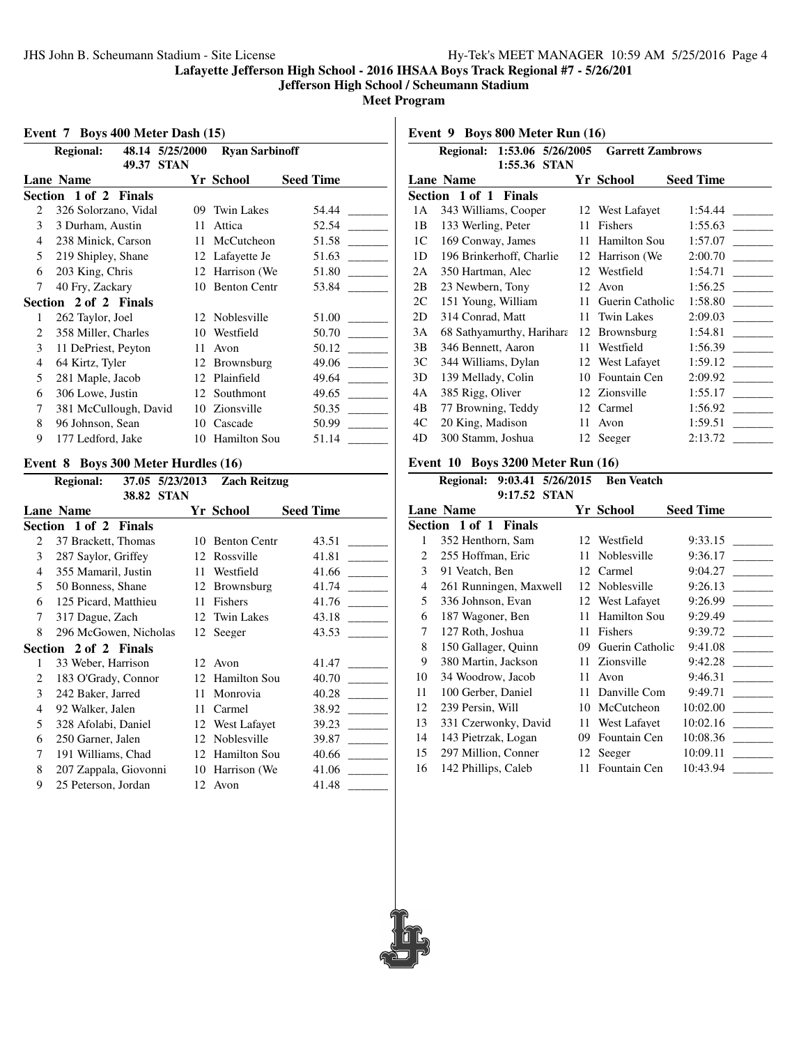**Lafayette Jefferson High School - 2016 IHSAA Boys Track Regional #7 - 5/26/201**

**Jefferson High School / Scheumann Stadium**

**Meet Program**

### Event 7 Boys 400 Meter Dash (15)

**Regional:** 48.14 5/25/2000 Ryan Sarbinoff
49.37 STAN

| Lane | Name | Yr | School | Seed Time |
|---|---|---|---|---|
| **Section 1 of 2 Finals** | | | | |
| 2 | 326 Solorzano, Vidal | 09 | Twin Lakes | 54.44 |
| 3 | 3 Durham, Austin | 11 | Attica | 52.54 |
| 4 | 238 Minick, Carson | 11 | McCutcheon | 51.58 |
| 5 | 219 Shipley, Shane | 12 | Lafayette Je | 51.63 |
| 6 | 203 King, Chris | 12 | Harrison (We | 51.80 |
| 7 | 40 Fry, Zackary | 10 | Benton Centr | 53.84 |
| **Section 2 of 2 Finals** | | | | |
| 1 | 262 Taylor, Joel | 12 | Noblesville | 51.00 |
| 2 | 358 Miller, Charles | 10 | Westfield | 50.70 |
| 3 | 11 DePriest, Peyton | 11 | Avon | 50.12 |
| 4 | 64 Kirtz, Tyler | 12 | Brownsburg | 49.06 |
| 5 | 281 Maple, Jacob | 12 | Plainfield | 49.64 |
| 6 | 306 Lowe, Justin | 12 | Southmont | 49.65 |
| 7 | 381 McCullough, David | 10 | Zionsville | 50.35 |
| 8 | 96 Johnson, Sean | 10 | Cascade | 50.99 |
| 9 | 177 Ledford, Jake | 10 | Hamilton Sou | 51.14 |

### Event 8 Boys 300 Meter Hurdles (16)

**Regional:** 37.05 5/23/2013 Zach Reitzug
38.82 STAN

| Lane | Name | Yr | School | Seed Time |
|---|---|---|---|---|
| **Section 1 of 2 Finals** | | | | |
| 2 | 37 Brackett, Thomas | 10 | Benton Centr | 43.51 |
| 3 | 287 Saylor, Griffey | 12 | Rossville | 41.81 |
| 4 | 355 Mamaril, Justin | 11 | Westfield | 41.66 |
| 5 | 50 Bonness, Shane | 12 | Brownsburg | 41.74 |
| 6 | 125 Picard, Matthieu | 11 | Fishers | 41.76 |
| 7 | 317 Dague, Zach | 12 | Twin Lakes | 43.18 |
| 8 | 296 McGowen, Nicholas | 12 | Seeger | 43.53 |
| **Section 2 of 2 Finals** | | | | |
| 1 | 33 Weber, Harrison | 12 | Avon | 41.47 |
| 2 | 183 O'Grady, Connor | 12 | Hamilton Sou | 40.70 |
| 3 | 242 Baker, Jarred | 11 | Monrovia | 40.28 |
| 4 | 92 Walker, Jalen | 11 | Carmel | 38.92 |
| 5 | 328 Afolabi, Daniel | 12 | West Lafayet | 39.23 |
| 6 | 250 Garner, Jalen | 12 | Noblesville | 39.87 |
| 7 | 191 Williams, Chad | 12 | Hamilton Sou | 40.66 |
| 8 | 207 Zappala, Giovonni | 10 | Harrison (We | 41.06 |
| 9 | 25 Peterson, Jordan | 12 | Avon | 41.48 |

### Event 9 Boys 800 Meter Run (16)

**Regional:** 1:53.06 5/26/2005 Garrett Zambrows
1:55.36 STAN

| Lane | Name | Yr | School | Seed Time |
|---|---|---|---|---|
| **Section 1 of 1 Finals** | | | | |
| 1A | 343 Williams, Cooper | 12 | West Lafayet | 1:54.44 |
| 1B | 133 Werling, Peter | 11 | Fishers | 1:55.63 |
| 1C | 169 Conway, James | 11 | Hamilton Sou | 1:57.07 |
| 1D | 196 Brinkerhoff, Charlie | 12 | Harrison (We | 2:00.70 |
| 2A | 350 Hartman, Alec | 12 | Westfield | 1:54.71 |
| 2B | 23 Newbern, Tony | 12 | Avon | 1:56.25 |
| 2C | 151 Young, William | 11 | Guerin Catholic | 1:58.80 |
| 2D | 314 Conrad, Matt | 11 | Twin Lakes | 2:09.03 |
| 3A | 68 Sathyamurthy, Harihara | 12 | Brownsburg | 1:54.81 |
| 3B | 346 Bennett, Aaron | 11 | Westfield | 1:56.39 |
| 3C | 344 Williams, Dylan | 12 | West Lafayet | 1:59.12 |
| 3D | 139 Mellady, Colin | 10 | Fountain Cen | 2:09.92 |
| 4A | 385 Rigg, Oliver | 12 | Zionsville | 1:55.17 |
| 4B | 77 Browning, Teddy | 12 | Carmel | 1:56.92 |
| 4C | 20 King, Madison | 11 | Avon | 1:59.51 |
| 4D | 300 Stamm, Joshua | 12 | Seeger | 2:13.72 |

### Event 10 Boys 3200 Meter Run (16)

**Regional:** 9:03.41 5/26/2015 Ben Veatch
9:17.52 STAN

| Lane | Name | Yr | School | Seed Time |
|---|---|---|---|---|
| **Section 1 of 1 Finals** | | | | |
| 1 | 352 Henthorn, Sam | 12 | Westfield | 9:33.15 |
| 2 | 255 Hoffman, Eric | 11 | Noblesville | 9:36.17 |
| 3 | 91 Veatch, Ben | 12 | Carmel | 9:04.27 |
| 4 | 261 Runningen, Maxwell | 12 | Noblesville | 9:26.13 |
| 5 | 336 Johnson, Evan | 12 | West Lafayet | 9:26.99 |
| 6 | 187 Wagoner, Ben | 11 | Hamilton Sou | 9:29.49 |
| 7 | 127 Roth, Joshua | 11 | Fishers | 9:39.72 |
| 8 | 150 Gallager, Quinn | 09 | Guerin Catholic | 9:41.08 |
| 9 | 380 Martin, Jackson | 11 | Zionsville | 9:42.28 |
| 10 | 34 Woodrow, Jacob | 11 | Avon | 9:46.31 |
| 11 | 100 Gerber, Daniel | 11 | Danville Com | 9:49.71 |
| 12 | 239 Persin, Will | 10 | McCutcheon | 10:02.00 |
| 13 | 331 Czerwonky, David | 11 | West Lafayet | 10:02.16 |
| 14 | 143 Pietrzak, Logan | 09 | Fountain Cen | 10:08.36 |
| 15 | 297 Million, Conner | 12 | Seeger | 10:09.11 |
| 16 | 142 Phillips, Caleb | 11 | Fountain Cen | 10:43.94 |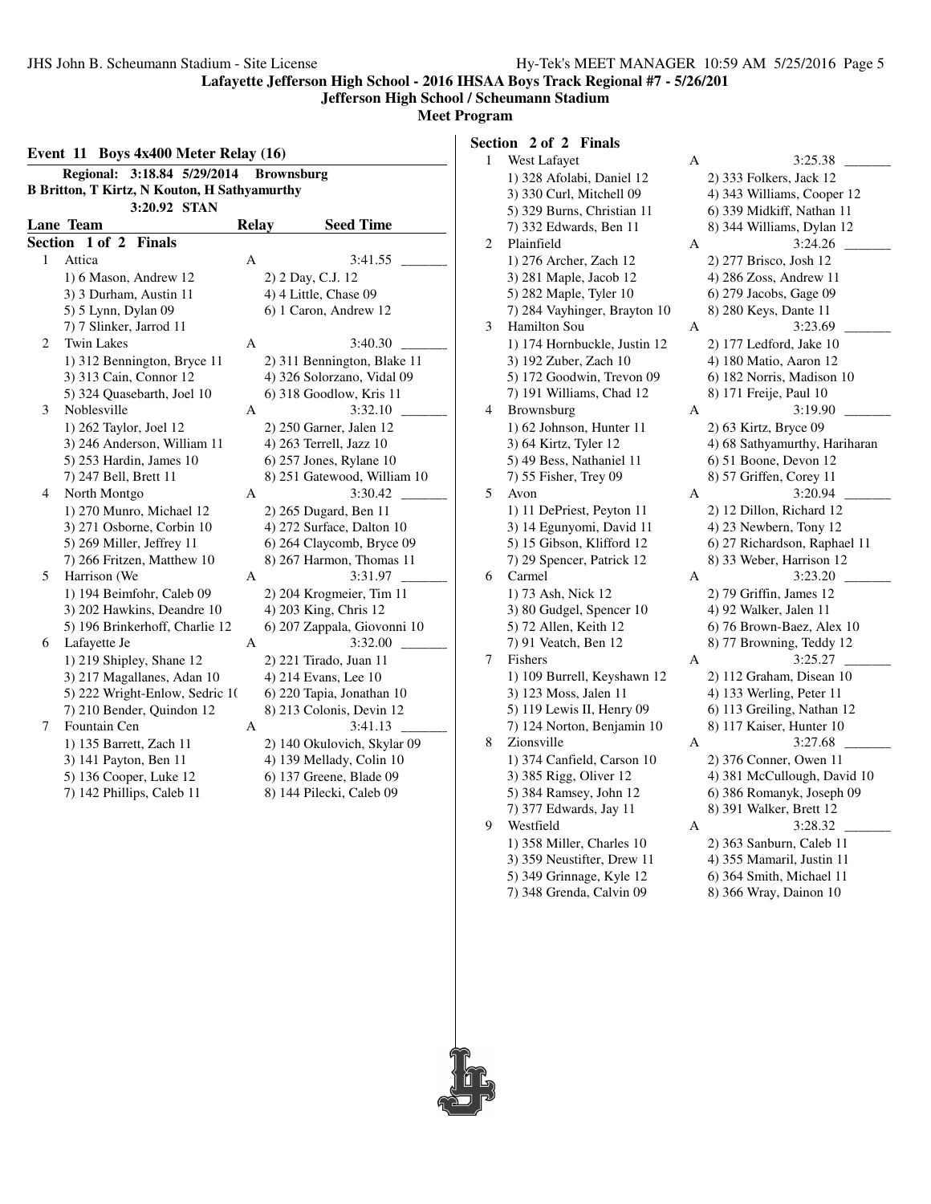**Lafayette Jefferson High School - 2016 IHSAA Boys Track Regional #7 - 5/26/201**

**Jefferson High School / Scheumann Stadium**

**Meet Program**

### Event 11 Boys 4x400 Meter Relay (16)

**Regional: 3:18.84 5/29/2014 Brownsburg**
**B Britton, T Kirtz, N Kouton, H Sathyamurthy**
**3:20.92 STAN**

| Lane | Team | Relay | Seed Time |
|---|---|---|---|

**Section 1 of 2 Finals**

1 Attica — A — 3:41.55 _______
1) 6 Mason, Andrew 12 | 2) 2 Day, C.J. 12
3) 3 Durham, Austin 11 | 4) 4 Little, Chase 09
5) 5 Lynn, Dylan 09 | 6) 1 Caron, Andrew 12
7) 7 Slinker, Jarrod 11

2 Twin Lakes — A — 3:40.30 _______
1) 312 Bennington, Bryce 11 | 2) 311 Bennington, Blake 11
3) 313 Cain, Connor 12 | 4) 326 Solorzano, Vidal 09
5) 324 Quasebarth, Joel 10 | 6) 318 Goodlow, Kris 11

3 Noblesville — A — 3:32.10 _______
1) 262 Taylor, Joel 12 | 2) 250 Garner, Jalen 12
3) 246 Anderson, William 11 | 4) 263 Terrell, Jazz 10
5) 253 Hardin, James 10 | 6) 257 Jones, Rylane 10
7) 247 Bell, Brett 11 | 8) 251 Gatewood, William 10

4 North Montgo — A — 3:30.42 _______
1) 270 Munro, Michael 12 | 2) 265 Dugard, Ben 11
3) 271 Osborne, Corbin 10 | 4) 272 Surface, Dalton 10
5) 269 Miller, Jeffrey 11 | 6) 264 Claycomb, Bryce 09
7) 266 Fritzen, Matthew 10 | 8) 267 Harmon, Thomas 11

5 Harrison (We — A — 3:31.97 _______
1) 194 Beimfohr, Caleb 09 | 2) 204 Krogmeier, Tim 11
3) 202 Hawkins, Deandre 10 | 4) 203 King, Chris 12
5) 196 Brinkerhoff, Charlie 12 | 6) 207 Zappala, Giovonni 10

6 Lafayette Je — A — 3:32.00 _______
1) 219 Shipley, Shane 12 | 2) 221 Tirado, Juan 11
3) 217 Magallanes, Adan 10 | 4) 214 Evans, Lee 10
5) 222 Wright-Enlow, Sedric 1( | 6) 220 Tapia, Jonathan 10
7) 210 Bender, Quindon 12 | 8) 213 Colonis, Devin 12

7 Fountain Cen — A — 3:41.13 _______
1) 135 Barrett, Zach 11 | 2) 140 Okulovich, Skylar 09
3) 141 Payton, Ben 11 | 4) 139 Mellady, Colin 10
5) 136 Cooper, Luke 12 | 6) 137 Greene, Blade 09
7) 142 Phillips, Caleb 11 | 8) 144 Pilecki, Caleb 09

**Section 2 of 2 Finals**

1 West Lafayet — A — 3:25.38 _______
1) 328 Afolabi, Daniel 12 | 2) 333 Folkers, Jack 12
3) 330 Curl, Mitchell 09 | 4) 343 Williams, Cooper 12
5) 329 Burns, Christian 11 | 6) 339 Midkiff, Nathan 11
7) 332 Edwards, Ben 11 | 8) 344 Williams, Dylan 12

2 Plainfield — A — 3:24.26 _______
1) 276 Archer, Zach 12 | 2) 277 Brisco, Josh 12
3) 281 Maple, Jacob 12 | 4) 286 Zoss, Andrew 11
5) 282 Maple, Tyler 10 | 6) 279 Jacobs, Gage 09
7) 284 Vayhinger, Brayton 10 | 8) 280 Keys, Dante 11

3 Hamilton Sou — A — 3:23.69 _______
1) 174 Hornbuckle, Justin 12 | 2) 177 Ledford, Jake 10
3) 192 Zuber, Zach 10 | 4) 180 Matio, Aaron 12
5) 172 Goodwin, Trevon 09 | 6) 182 Norris, Madison 10
7) 191 Williams, Chad 12 | 8) 171 Freije, Paul 10

4 Brownsburg — A — 3:19.90 _______
1) 62 Johnson, Hunter 11 | 2) 63 Kirtz, Bryce 09
3) 64 Kirtz, Tyler 12 | 4) 68 Sathyamurthy, Hariharan
5) 49 Bess, Nathaniel 11 | 6) 51 Boone, Devon 12
7) 55 Fisher, Trey 09 | 8) 57 Griffen, Corey 11

5 Avon — A — 3:20.94 _______
1) 11 DePriest, Peyton 11 | 2) 12 Dillon, Richard 12
3) 14 Egunyomi, David 11 | 4) 23 Newbern, Tony 12
5) 15 Gibson, Klifford 12 | 6) 27 Richardson, Raphael 11
7) 29 Spencer, Patrick 12 | 8) 33 Weber, Harrison 12

6 Carmel — A — 3:23.20 _______
1) 73 Ash, Nick 12 | 2) 79 Griffin, James 12
3) 80 Gudgel, Spencer 10 | 4) 92 Walker, Jalen 11
5) 72 Allen, Keith 12 | 6) 76 Brown-Baez, Alex 10
7) 91 Veatch, Ben 12 | 8) 77 Browning, Teddy 12

7 Fishers — A — 3:25.27 _______
1) 109 Burrell, Keyshawn 12 | 2) 112 Graham, Disean 10
3) 123 Moss, Jalen 11 | 4) 133 Werling, Peter 11
5) 119 Lewis II, Henry 09 | 6) 113 Greiling, Nathan 12
7) 124 Norton, Benjamin 10 | 8) 117 Kaiser, Hunter 10

8 Zionsville — A — 3:27.68 _______
1) 374 Canfield, Carson 10 | 2) 376 Conner, Owen 11
3) 385 Rigg, Oliver 12 | 4) 381 McCullough, David 10
5) 384 Ramsey, John 12 | 6) 386 Romanyk, Joseph 09
7) 377 Edwards, Jay 11 | 8) 391 Walker, Brett 12

9 Westfield — A — 3:28.32 _______
1) 358 Miller, Charles 10 | 2) 363 Sanburn, Caleb 11
3) 359 Neustifter, Drew 11 | 4) 355 Mamaril, Justin 11
5) 349 Grinnage, Kyle 12 | 6) 364 Smith, Michael 11
7) 348 Grenda, Calvin 09 | 8) 366 Wray, Dainon 10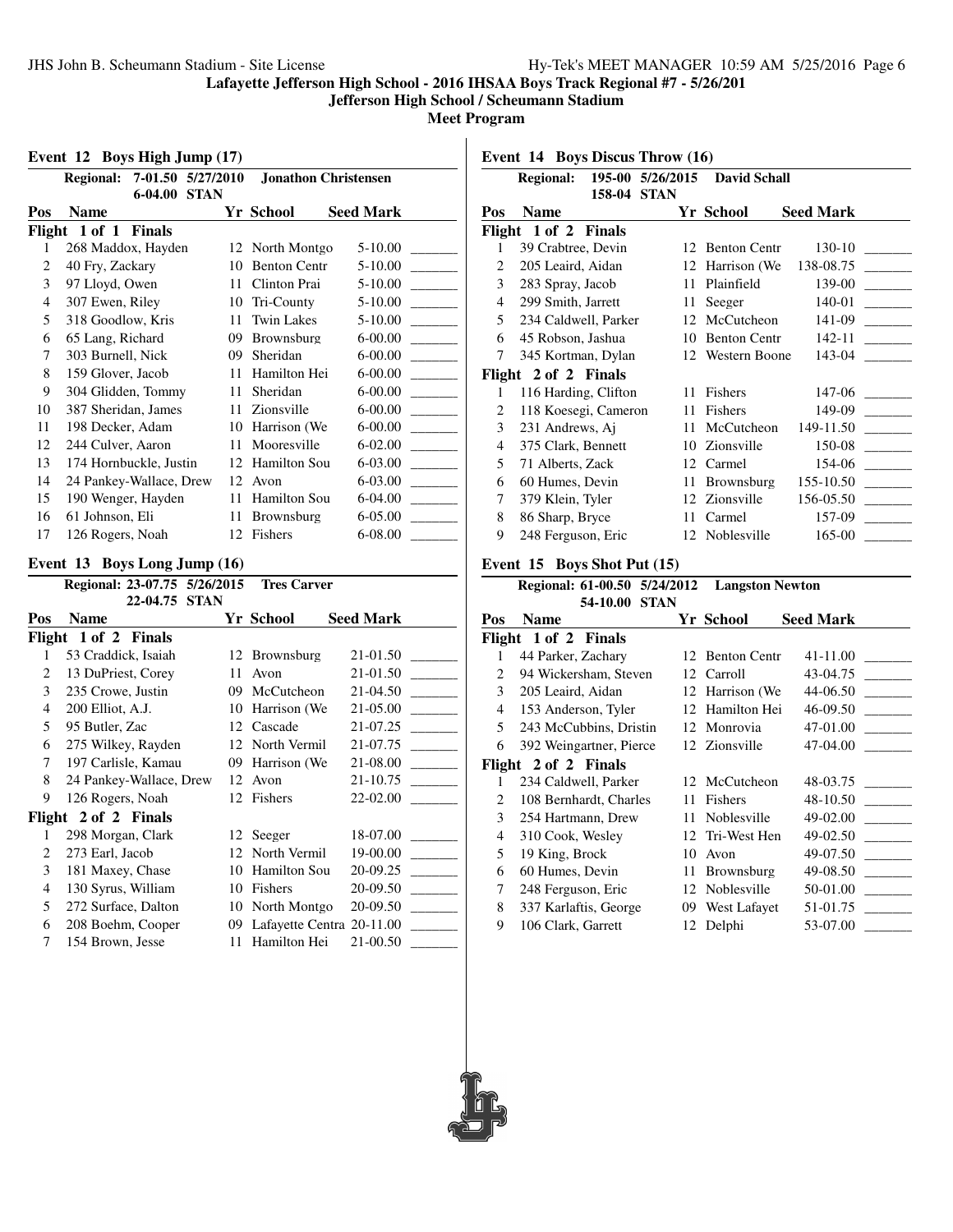Lafayette Jefferson High School - 2016 IHSAA Boys Track Regional #7 - 5/26/201

Jefferson High School / Scheumann Stadium

Meet Program

## Event 12 Boys High Jump (17)

Regional: 7-01.50 5/27/2010 Jonathon Christensen
6-04.00 STAN

| Pos | Name | Yr | School | Seed Mark |
|---|---|---|---|---|
| **Flight 1 of 1 Finals** | | | | |
| 1 | 268 Maddox, Hayden | 12 | North Montgo | 5-10.00 |
| 2 | 40 Fry, Zackary | 10 | Benton Centr | 5-10.00 |
| 3 | 97 Lloyd, Owen | 11 | Clinton Prai | 5-10.00 |
| 4 | 307 Ewen, Riley | 10 | Tri-County | 5-10.00 |
| 5 | 318 Goodlow, Kris | 11 | Twin Lakes | 5-10.00 |
| 6 | 65 Lang, Richard | 09 | Brownsburg | 6-00.00 |
| 7 | 303 Burnell, Nick | 09 | Sheridan | 6-00.00 |
| 8 | 159 Glover, Jacob | 11 | Hamilton Hei | 6-00.00 |
| 9 | 304 Glidden, Tommy | 11 | Sheridan | 6-00.00 |
| 10 | 387 Sheridan, James | 11 | Zionsville | 6-00.00 |
| 11 | 198 Decker, Adam | 10 | Harrison (We | 6-00.00 |
| 12 | 244 Culver, Aaron | 11 | Mooresville | 6-02.00 |
| 13 | 174 Hornbuckle, Justin | 12 | Hamilton Sou | 6-03.00 |
| 14 | 24 Pankey-Wallace, Drew | 12 | Avon | 6-03.00 |
| 15 | 190 Wenger, Hayden | 11 | Hamilton Sou | 6-04.00 |
| 16 | 61 Johnson, Eli | 11 | Brownsburg | 6-05.00 |
| 17 | 126 Rogers, Noah | 12 | Fishers | 6-08.00 |

## Event 13 Boys Long Jump (16)

Regional: 23-07.75 5/26/2015 Tres Carver
22-04.75 STAN

| Pos | Name | Yr | School | Seed Mark |
|---|---|---|---|---|
| **Flight 1 of 2 Finals** | | | | |
| 1 | 53 Craddick, Isaiah | 12 | Brownsburg | 21-01.50 |
| 2 | 13 DuPriest, Corey | 11 | Avon | 21-01.50 |
| 3 | 235 Crowe, Justin | 09 | McCutcheon | 21-04.50 |
| 4 | 200 Elliot, A.J. | 10 | Harrison (We | 21-05.00 |
| 5 | 95 Butler, Zac | 12 | Cascade | 21-07.25 |
| 6 | 275 Wilkey, Rayden | 12 | North Vermil | 21-07.75 |
| 7 | 197 Carlisle, Kamau | 09 | Harrison (We | 21-08.00 |
| 8 | 24 Pankey-Wallace, Drew | 12 | Avon | 21-10.75 |
| 9 | 126 Rogers, Noah | 12 | Fishers | 22-02.00 |
| **Flight 2 of 2 Finals** | | | | |
| 1 | 298 Morgan, Clark | 12 | Seeger | 18-07.00 |
| 2 | 273 Earl, Jacob | 12 | North Vermil | 19-00.00 |
| 3 | 181 Maxey, Chase | 10 | Hamilton Sou | 20-09.25 |
| 4 | 130 Syrus, William | 10 | Fishers | 20-09.50 |
| 5 | 272 Surface, Dalton | 10 | North Montgo | 20-09.50 |
| 6 | 208 Boehm, Cooper | 09 | Lafayette Centra | 20-11.00 |
| 7 | 154 Brown, Jesse | 11 | Hamilton Hei | 21-00.50 |

## Event 14 Boys Discus Throw (16)

Regional: 195-00 5/26/2015 David Schall
158-04 STAN

| Pos | Name | Yr | School | Seed Mark |
|---|---|---|---|---|
| **Flight 1 of 2 Finals** | | | | |
| 1 | 39 Crabtree, Devin | 12 | Benton Centr | 130-10 |
| 2 | 205 Leaird, Aidan | 12 | Harrison (We | 138-08.75 |
| 3 | 283 Spray, Jacob | 11 | Plainfield | 139-00 |
| 4 | 299 Smith, Jarrett | 11 | Seeger | 140-01 |
| 5 | 234 Caldwell, Parker | 12 | McCutcheon | 141-09 |
| 6 | 45 Robson, Jashua | 10 | Benton Centr | 142-11 |
| 7 | 345 Kortman, Dylan | 12 | Western Boone | 143-04 |
| **Flight 2 of 2 Finals** | | | | |
| 1 | 116 Harding, Clifton | 11 | Fishers | 147-06 |
| 2 | 118 Koesegi, Cameron | 11 | Fishers | 149-09 |
| 3 | 231 Andrews, Aj | 11 | McCutcheon | 149-11.50 |
| 4 | 375 Clark, Bennett | 10 | Zionsville | 150-08 |
| 5 | 71 Alberts, Zack | 12 | Carmel | 154-06 |
| 6 | 60 Humes, Devin | 11 | Brownsburg | 155-10.50 |
| 7 | 379 Klein, Tyler | 12 | Zionsville | 156-05.50 |
| 8 | 86 Sharp, Bryce | 11 | Carmel | 157-09 |
| 9 | 248 Ferguson, Eric | 12 | Noblesville | 165-00 |

## Event 15 Boys Shot Put (15)

Regional: 61-00.50 5/24/2012 Langston Newton
54-10.00 STAN

| Pos | Name | Yr | School | Seed Mark |
|---|---|---|---|---|
| **Flight 1 of 2 Finals** | | | | |
| 1 | 44 Parker, Zachary | 12 | Benton Centr | 41-11.00 |
| 2 | 94 Wickersham, Steven | 12 | Carroll | 43-04.75 |
| 3 | 205 Leaird, Aidan | 12 | Harrison (We | 44-06.50 |
| 4 | 153 Anderson, Tyler | 12 | Hamilton Hei | 46-09.50 |
| 5 | 243 McCubbins, Dristin | 12 | Monrovia | 47-01.00 |
| 6 | 392 Weingartner, Pierce | 12 | Zionsville | 47-04.00 |
| **Flight 2 of 2 Finals** | | | | |
| 1 | 234 Caldwell, Parker | 12 | McCutcheon | 48-03.75 |
| 2 | 108 Bernhardt, Charles | 11 | Fishers | 48-10.50 |
| 3 | 254 Hartmann, Drew | 11 | Noblesville | 49-02.00 |
| 4 | 310 Cook, Wesley | 12 | Tri-West Hen | 49-02.50 |
| 5 | 19 King, Brock | 10 | Avon | 49-07.50 |
| 6 | 60 Humes, Devin | 11 | Brownsburg | 49-08.50 |
| 7 | 248 Ferguson, Eric | 12 | Noblesville | 50-01.00 |
| 8 | 337 Karlaftis, George | 09 | West Lafayet | 51-01.75 |
| 9 | 106 Clark, Garrett | 12 | Delphi | 53-07.00 |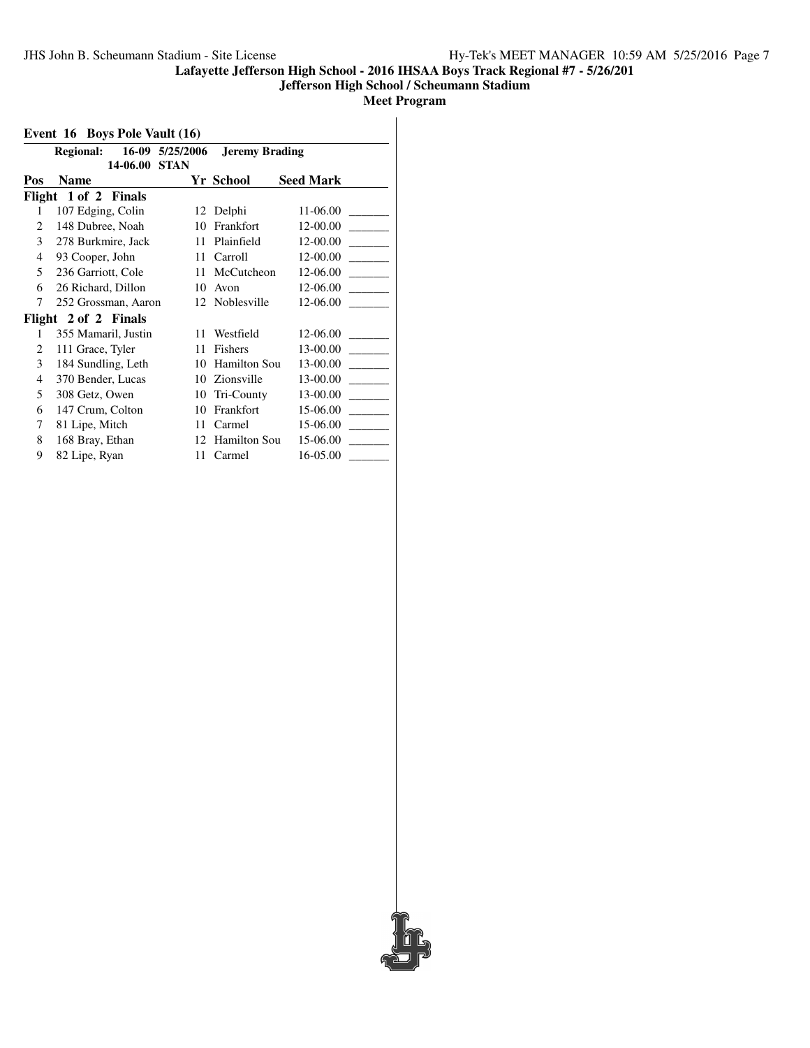**Lafayette Jefferson High School - 2016 IHSAA Boys Track Regional #7 - 5/26/201**

**Jefferson High School / Scheumann Stadium**

**Meet Program**

### Event 16 Boys Pole Vault (16)

**Regional:** 16-09 5/25/2006 **Jeremy Brading**
14-06.00 **STAN**

| Pos | Name | Yr | School | Seed Mark | |
|---|---|---|---|---|---|
| **Flight 1 of 2 Finals** | | | | | |
| 1 | 107 Edging, Colin | 12 | Delphi | 11-06.00 | _______ |
| 2 | 148 Dubree, Noah | 10 | Frankfort | 12-00.00 | _______ |
| 3 | 278 Burkmire, Jack | 11 | Plainfield | 12-00.00 | _______ |
| 4 | 93 Cooper, John | 11 | Carroll | 12-00.00 | _______ |
| 5 | 236 Garriott, Cole | 11 | McCutcheon | 12-06.00 | _______ |
| 6 | 26 Richard, Dillon | 10 | Avon | 12-06.00 | _______ |
| 7 | 252 Grossman, Aaron | 12 | Noblesville | 12-06.00 | _______ |
| **Flight 2 of 2 Finals** | | | | | |
| 1 | 355 Mamaril, Justin | 11 | Westfield | 12-06.00 | _______ |
| 2 | 111 Grace, Tyler | 11 | Fishers | 13-00.00 | _______ |
| 3 | 184 Sundling, Leth | 10 | Hamilton Sou | 13-00.00 | _______ |
| 4 | 370 Bender, Lucas | 10 | Zionsville | 13-00.00 | _______ |
| 5 | 308 Getz, Owen | 10 | Tri-County | 13-00.00 | _______ |
| 6 | 147 Crum, Colton | 10 | Frankfort | 15-06.00 | _______ |
| 7 | 81 Lipe, Mitch | 11 | Carmel | 15-06.00 | _______ |
| 8 | 168 Bray, Ethan | 12 | Hamilton Sou | 15-06.00 | _______ |
| 9 | 82 Lipe, Ryan | 11 | Carmel | 16-05.00 | _______ |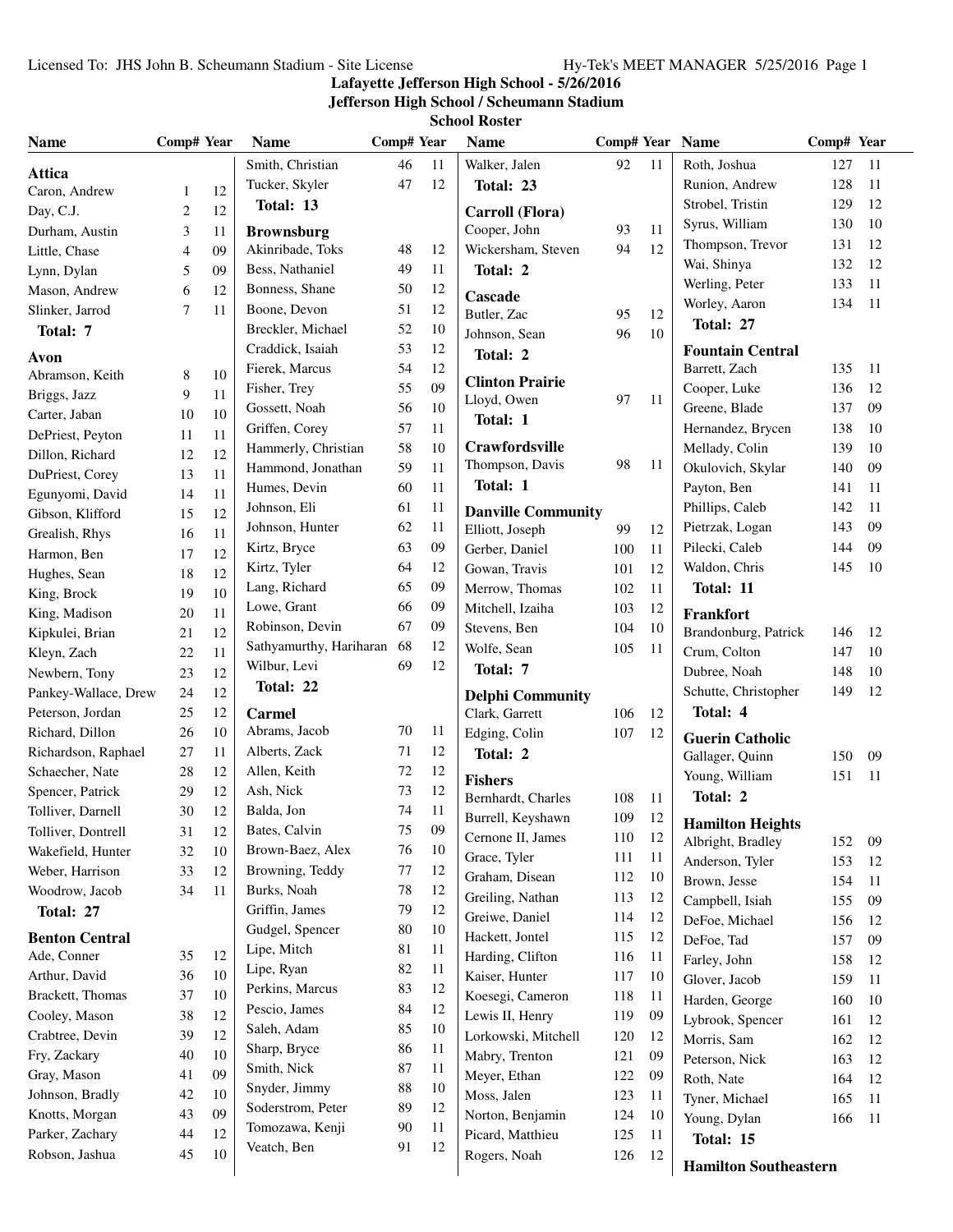Licensed To: JHS John B. Scheumann Stadium - Site License

# Lafayette Jefferson High School - 5/26/2016
## Jefferson High School / Scheumann Stadium
### School Roster

| Name | Comp# | Year |
|---|---|---|
| **Attica** | | |
| Caron, Andrew | 1 | 12 |
| Day, C.J. | 2 | 12 |
| Durham, Austin | 3 | 11 |
| Little, Chase | 4 | 09 |
| Lynn, Dylan | 5 | 09 |
| Mason, Andrew | 6 | 12 |
| Slinker, Jarrod | 7 | 11 |
| **Total: 7** | | |
| **Avon** | | |
| Abramson, Keith | 8 | 10 |
| Briggs, Jazz | 9 | 11 |
| Carter, Jaban | 10 | 10 |
| DePriest, Peyton | 11 | 11 |
| Dillon, Richard | 12 | 12 |
| DuPriest, Corey | 13 | 11 |
| Egunyomi, David | 14 | 11 |
| Gibson, Klifford | 15 | 12 |
| Grealish, Rhys | 16 | 11 |
| Harmon, Ben | 17 | 12 |
| Hughes, Sean | 18 | 12 |
| King, Brock | 19 | 10 |
| King, Madison | 20 | 11 |
| Kipkulei, Brian | 21 | 12 |
| Kleyn, Zach | 22 | 11 |
| Newbern, Tony | 23 | 12 |
| Pankey-Wallace, Drew | 24 | 12 |
| Peterson, Jordan | 25 | 12 |
| Richard, Dillon | 26 | 10 |
| Richardson, Raphael | 27 | 11 |
| Schaecher, Nate | 28 | 12 |
| Spencer, Patrick | 29 | 12 |
| Tolliver, Darnell | 30 | 12 |
| Tolliver, Dontrell | 31 | 12 |
| Wakefield, Hunter | 32 | 10 |
| Weber, Harrison | 33 | 12 |
| Woodrow, Jacob | 34 | 11 |
| **Total: 27** | | |
| **Benton Central** | | |
| Ade, Conner | 35 | 12 |
| Arthur, David | 36 | 10 |
| Brackett, Thomas | 37 | 10 |
| Cooley, Mason | 38 | 12 |
| Crabtree, Devin | 39 | 12 |
| Fry, Zackary | 40 | 10 |
| Gray, Mason | 41 | 09 |
| Johnson, Bradly | 42 | 10 |
| Knotts, Morgan | 43 | 09 |
| Parker, Zachary | 44 | 12 |
| Robson, Jashua | 45 | 10 |
| Smith, Christian | 46 | 11 |
| Tucker, Skyler | 47 | 12 |
| **Total: 13** | | |
| **Brownsburg** | | |
| Akinribade, Toks | 48 | 12 |
| Bess, Nathaniel | 49 | 11 |
| Bonness, Shane | 50 | 12 |
| Boone, Devon | 51 | 12 |
| Breckler, Michael | 52 | 10 |
| Craddick, Isaiah | 53 | 12 |
| Fierek, Marcus | 54 | 12 |
| Fisher, Trey | 55 | 09 |
| Gossett, Noah | 56 | 10 |
| Griffen, Corey | 57 | 11 |
| Hammerly, Christian | 58 | 10 |
| Hammond, Jonathan | 59 | 11 |
| Humes, Devin | 60 | 11 |
| Johnson, Eli | 61 | 11 |
| Johnson, Hunter | 62 | 11 |
| Kirtz, Bryce | 63 | 09 |
| Kirtz, Tyler | 64 | 12 |
| Lang, Richard | 65 | 09 |
| Lowe, Grant | 66 | 09 |
| Robinson, Devin | 67 | 09 |
| Sathyamurthy, Hariharan | 68 | 12 |
| Wilbur, Levi | 69 | 12 |
| **Total: 22** | | |
| **Carmel** | | |
| Abrams, Jacob | 70 | 11 |
| Alberts, Zack | 71 | 12 |
| Allen, Keith | 72 | 12 |
| Ash, Nick | 73 | 12 |
| Balda, Jon | 74 | 11 |
| Bates, Calvin | 75 | 09 |
| Brown-Baez, Alex | 76 | 10 |
| Browning, Teddy | 77 | 12 |
| Burks, Noah | 78 | 12 |
| Griffin, James | 79 | 12 |
| Gudgel, Spencer | 80 | 10 |
| Lipe, Mitch | 81 | 11 |
| Lipe, Ryan | 82 | 11 |
| Perkins, Marcus | 83 | 12 |
| Pescio, James | 84 | 12 |
| Saleh, Adam | 85 | 10 |
| Sharp, Bryce | 86 | 11 |
| Smith, Nick | 87 | 11 |
| Snyder, Jimmy | 88 | 10 |
| Soderstrom, Peter | 89 | 12 |
| Tomozawa, Kenji | 90 | 11 |
| Veatch, Ben | 91 | 12 |
| Walker, Jalen | 92 | 11 |
| **Total: 23** | | |
| **Carroll (Flora)** | | |
| Cooper, John | 93 | 11 |
| Wickersham, Steven | 94 | 12 |
| **Total: 2** | | |
| **Cascade** | | |
| Butler, Zac | 95 | 12 |
| Johnson, Sean | 96 | 10 |
| **Total: 2** | | |
| **Clinton Prairie** | | |
| Lloyd, Owen | 97 | 11 |
| **Total: 1** | | |
| **Crawfordsville** | | |
| Thompson, Davis | 98 | 11 |
| **Total: 1** | | |
| **Danville Community** | | |
| Elliott, Joseph | 99 | 12 |
| Gerber, Daniel | 100 | 11 |
| Gowan, Travis | 101 | 12 |
| Merrow, Thomas | 102 | 11 |
| Mitchell, Izaiha | 103 | 12 |
| Stevens, Ben | 104 | 10 |
| Wolfe, Sean | 105 | 11 |
| **Total: 7** | | |
| **Delphi Community** | | |
| Clark, Garrett | 106 | 12 |
| Edging, Colin | 107 | 12 |
| **Total: 2** | | |
| **Fishers** | | |
| Bernhardt, Charles | 108 | 11 |
| Burrell, Keyshawn | 109 | 12 |
| Cernone II, James | 110 | 12 |
| Grace, Tyler | 111 | 11 |
| Graham, Disean | 112 | 10 |
| Greiling, Nathan | 113 | 12 |
| Greiwe, Daniel | 114 | 12 |
| Hackett, Jontel | 115 | 12 |
| Harding, Clifton | 116 | 11 |
| Kaiser, Hunter | 117 | 10 |
| Koesegi, Cameron | 118 | 11 |
| Lewis II, Henry | 119 | 09 |
| Lorkowski, Mitchell | 120 | 12 |
| Mabry, Trenton | 121 | 09 |
| Meyer, Ethan | 122 | 09 |
| Moss, Jalen | 123 | 11 |
| Norton, Benjamin | 124 | 10 |
| Picard, Matthieu | 125 | 11 |
| Rogers, Noah | 126 | 12 |
| Roth, Joshua | 127 | 11 |
| Runion, Andrew | 128 | 11 |
| Strobel, Tristin | 129 | 12 |
| Syrus, William | 130 | 10 |
| Thompson, Trevor | 131 | 12 |
| Wai, Shinya | 132 | 12 |
| Werling, Peter | 133 | 11 |
| Worley, Aaron | 134 | 11 |
| **Total: 27** | | |
| **Fountain Central** | | |
| Barrett, Zach | 135 | 11 |
| Cooper, Luke | 136 | 12 |
| Greene, Blade | 137 | 09 |
| Hernandez, Brycen | 138 | 10 |
| Mellady, Colin | 139 | 10 |
| Okulovich, Skylar | 140 | 09 |
| Payton, Ben | 141 | 11 |
| Phillips, Caleb | 142 | 11 |
| Pietrzak, Logan | 143 | 09 |
| Pilecki, Caleb | 144 | 09 |
| Waldon, Chris | 145 | 10 |
| **Total: 11** | | |
| **Frankfort** | | |
| Brandonburg, Patrick | 146 | 12 |
| Crum, Colton | 147 | 10 |
| Dubree, Noah | 148 | 10 |
| Schutte, Christopher | 149 | 12 |
| **Total: 4** | | |
| **Guerin Catholic** | | |
| Gallager, Quinn | 150 | 09 |
| Young, William | 151 | 11 |
| **Total: 2** | | |
| **Hamilton Heights** | | |
| Albright, Bradley | 152 | 09 |
| Anderson, Tyler | 153 | 12 |
| Brown, Jesse | 154 | 11 |
| Campbell, Isiah | 155 | 09 |
| DeFoe, Michael | 156 | 12 |
| DeFoe, Tad | 157 | 09 |
| Farley, John | 158 | 12 |
| Glover, Jacob | 159 | 11 |
| Harden, George | 160 | 10 |
| Lybrook, Spencer | 161 | 12 |
| Morris, Sam | 162 | 12 |
| Peterson, Nick | 163 | 12 |
| Roth, Nate | 164 | 12 |
| Tyner, Michael | 165 | 11 |
| Young, Dylan | 166 | 11 |
| **Total: 15** | | |
| **Hamilton Southeastern** | | |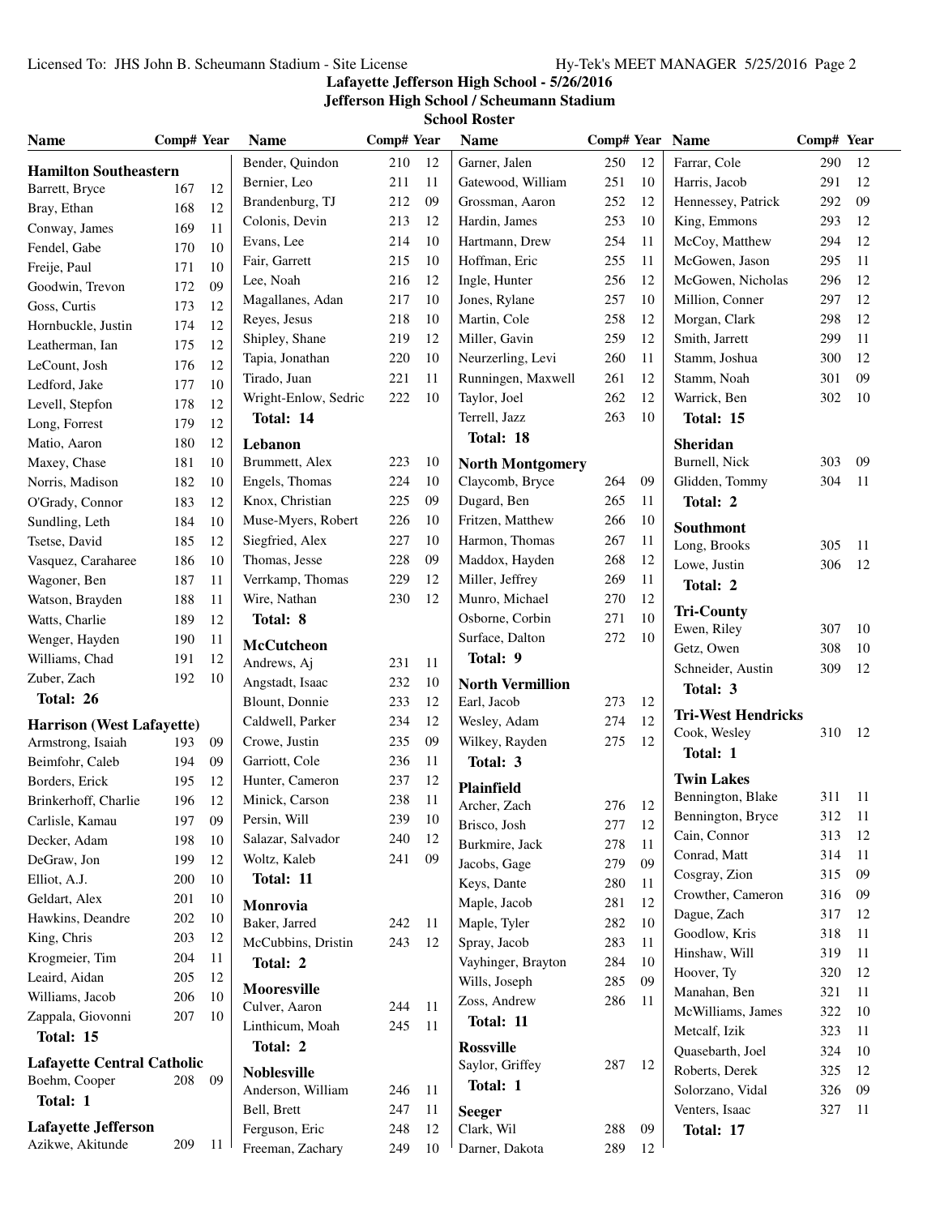Lafayette Jefferson High School - 5/26/2016

Jefferson High School / Scheumann Stadium

School Roster

### Hamilton Southeastern

| Name | Comp# | Year |
|---|---|---|
| Barrett, Bryce | 167 | 12 |
| Bray, Ethan | 168 | 12 |
| Conway, James | 169 | 11 |
| Fendel, Gabe | 170 | 10 |
| Freije, Paul | 171 | 10 |
| Goodwin, Trevon | 172 | 09 |
| Goss, Curtis | 173 | 12 |
| Hornbuckle, Justin | 174 | 12 |
| Leatherman, Ian | 175 | 12 |
| LeCount, Josh | 176 | 12 |
| Ledford, Jake | 177 | 10 |
| Levell, Stepfon | 178 | 12 |
| Long, Forrest | 179 | 12 |
| Matio, Aaron | 180 | 12 |
| Maxey, Chase | 181 | 10 |
| Norris, Madison | 182 | 10 |
| O'Grady, Connor | 183 | 12 |
| Sundling, Leth | 184 | 10 |
| Tsetse, David | 185 | 12 |
| Vasquez, Caraharee | 186 | 10 |
| Wagoner, Ben | 187 | 11 |
| Watson, Brayden | 188 | 11 |
| Watts, Charlie | 189 | 12 |
| Wenger, Hayden | 190 | 11 |
| Williams, Chad | 191 | 12 |
| Zuber, Zach | 192 | 10 |

**Total: 26**

### Harrison (West Lafayette)

| Name | Comp# | Year |
|---|---|---|
| Armstrong, Isaiah | 193 | 09 |
| Beimfohr, Caleb | 194 | 09 |
| Borders, Erick | 195 | 12 |
| Brinkerhoff, Charlie | 196 | 12 |
| Carlisle, Kamau | 197 | 09 |
| Decker, Adam | 198 | 10 |
| DeGraw, Jon | 199 | 12 |
| Elliot, A.J. | 200 | 10 |
| Geldart, Alex | 201 | 10 |
| Hawkins, Deandre | 202 | 10 |
| King, Chris | 203 | 12 |
| Krogmeier, Tim | 204 | 11 |
| Leaird, Aidan | 205 | 12 |
| Williams, Jacob | 206 | 10 |
| Zappala, Giovonni | 207 | 10 |

**Total: 15**

### Lafayette Central Catholic

| Name | Comp# | Year |
|---|---|---|
| Boehm, Cooper | 208 | 09 |

**Total: 1**

### Lafayette Jefferson

| Name | Comp# | Year |
|---|---|---|
| Azikwe, Akitunde | 209 | 11 |
| Bender, Quindon | 210 | 12 |
| Bernier, Leo | 211 | 11 |
| Brandenburg, TJ | 212 | 09 |
| Colonis, Devin | 213 | 12 |
| Evans, Lee | 214 | 10 |
| Fair, Garrett | 215 | 10 |
| Lee, Noah | 216 | 12 |
| Magallanes, Adan | 217 | 10 |
| Reyes, Jesus | 218 | 10 |
| Shipley, Shane | 219 | 12 |
| Tapia, Jonathan | 220 | 10 |
| Tirado, Juan | 221 | 11 |
| Wright-Enlow, Sedric | 222 | 10 |

**Total: 14**

### Lebanon

| Name | Comp# | Year |
|---|---|---|
| Brummett, Alex | 223 | 10 |
| Engels, Thomas | 224 | 10 |
| Knox, Christian | 225 | 09 |
| Muse-Myers, Robert | 226 | 10 |
| Siegfried, Alex | 227 | 10 |
| Thomas, Jesse | 228 | 09 |
| Verrkamp, Thomas | 229 | 12 |
| Wire, Nathan | 230 | 12 |

**Total: 8**

### McCutcheon

| Name | Comp# | Year |
|---|---|---|
| Andrews, Aj | 231 | 11 |
| Angstadt, Isaac | 232 | 10 |
| Blount, Donnie | 233 | 12 |
| Caldwell, Parker | 234 | 12 |
| Crowe, Justin | 235 | 09 |
| Garriott, Cole | 236 | 11 |
| Hunter, Cameron | 237 | 12 |
| Minick, Carson | 238 | 11 |
| Persin, Will | 239 | 10 |
| Salazar, Salvador | 240 | 12 |
| Woltz, Kaleb | 241 | 09 |

**Total: 11**

### Monrovia

| Name | Comp# | Year |
|---|---|---|
| Baker, Jarred | 242 | 11 |
| McCubbins, Dristin | 243 | 12 |

**Total: 2**

### Mooresville

| Name | Comp# | Year |
|---|---|---|
| Culver, Aaron | 244 | 11 |
| Linthicum, Moah | 245 | 11 |

**Total: 2**

### Noblesville

| Name | Comp# | Year |
|---|---|---|
| Anderson, William | 246 | 11 |
| Bell, Brett | 247 | 11 |
| Ferguson, Eric | 248 | 12 |
| Freeman, Zachary | 249 | 10 |
| Garner, Jalen | 250 | 12 |
| Gatewood, William | 251 | 10 |
| Grossman, Aaron | 252 | 12 |
| Hardin, James | 253 | 10 |
| Hartmann, Drew | 254 | 11 |
| Hoffman, Eric | 255 | 11 |
| Ingle, Hunter | 256 | 12 |
| Jones, Rylane | 257 | 10 |
| Martin, Cole | 258 | 12 |
| Miller, Gavin | 259 | 12 |
| Neurzerling, Levi | 260 | 11 |
| Runningen, Maxwell | 261 | 12 |
| Taylor, Joel | 262 | 12 |
| Terrell, Jazz | 263 | 10 |

**Total: 18**

### North Montgomery

| Name | Comp# | Year |
|---|---|---|
| Claycomb, Bryce | 264 | 09 |
| Dugard, Ben | 265 | 11 |
| Fritzen, Matthew | 266 | 10 |
| Harmon, Thomas | 267 | 11 |
| Maddox, Hayden | 268 | 12 |
| Miller, Jeffrey | 269 | 11 |
| Munro, Michael | 270 | 12 |
| Osborne, Corbin | 271 | 10 |
| Surface, Dalton | 272 | 10 |

**Total: 9**

### North Vermillion

| Name | Comp# | Year |
|---|---|---|
| Earl, Jacob | 273 | 12 |
| Wesley, Adam | 274 | 12 |
| Wilkey, Rayden | 275 | 12 |

**Total: 3**

### Plainfield

| Name | Comp# | Year |
|---|---|---|
| Archer, Zach | 276 | 12 |
| Brisco, Josh | 277 | 12 |
| Burkmire, Jack | 278 | 11 |
| Jacobs, Gage | 279 | 09 |
| Keys, Dante | 280 | 11 |
| Maple, Jacob | 281 | 12 |
| Maple, Tyler | 282 | 10 |
| Spray, Jacob | 283 | 11 |
| Vayhinger, Brayton | 284 | 10 |
| Wills, Joseph | 285 | 09 |
| Zoss, Andrew | 286 | 11 |

**Total: 11**

### Rossville

| Name | Comp# | Year |
|---|---|---|
| Saylor, Griffey | 287 | 12 |

**Total: 1**

### Seeger

| Name | Comp# | Year |
|---|---|---|
| Clark, Wil | 288 | 09 |
| Darner, Dakota | 289 | 12 |
| Farrar, Cole | 290 | 12 |
| Harris, Jacob | 291 | 12 |
| Hennessey, Patrick | 292 | 09 |
| King, Emmons | 293 | 12 |
| McCoy, Matthew | 294 | 12 |
| McGowen, Jason | 295 | 11 |
| McGowen, Nicholas | 296 | 12 |
| Million, Conner | 297 | 12 |
| Morgan, Clark | 298 | 12 |
| Smith, Jarrett | 299 | 11 |
| Stamm, Joshua | 300 | 12 |
| Stamm, Noah | 301 | 09 |
| Warrick, Ben | 302 | 10 |

**Total: 15**

### Sheridan

| Name | Comp# | Year |
|---|---|---|
| Burnell, Nick | 303 | 09 |
| Glidden, Tommy | 304 | 11 |

**Total: 2**

### Southmont

| Name | Comp# | Year |
|---|---|---|
| Long, Brooks | 305 | 11 |
| Lowe, Justin | 306 | 12 |

**Total: 2**

### Tri-County

| Name | Comp# | Year |
|---|---|---|
| Ewen, Riley | 307 | 10 |
| Getz, Owen | 308 | 10 |
| Schneider, Austin | 309 | 12 |

**Total: 3**

### Tri-West Hendricks

| Name | Comp# | Year |
|---|---|---|
| Cook, Wesley | 310 | 12 |

**Total: 1**

### Twin Lakes

| Name | Comp# | Year |
|---|---|---|
| Bennington, Blake | 311 | 11 |
| Bennington, Bryce | 312 | 11 |
| Cain, Connor | 313 | 12 |
| Conrad, Matt | 314 | 11 |
| Cosgray, Zion | 315 | 09 |
| Crowther, Cameron | 316 | 09 |
| Dague, Zach | 317 | 12 |
| Goodlow, Kris | 318 | 11 |
| Hinshaw, Will | 319 | 11 |
| Hoover, Ty | 320 | 12 |
| Manahan, Ben | 321 | 11 |
| McWilliams, James | 322 | 10 |
| Metcalf, Izik | 323 | 11 |
| Quasebarth, Joel | 324 | 10 |
| Roberts, Derek | 325 | 12 |
| Solorzano, Vidal | 326 | 09 |
| Venters, Isaac | 327 | 11 |

**Total: 17**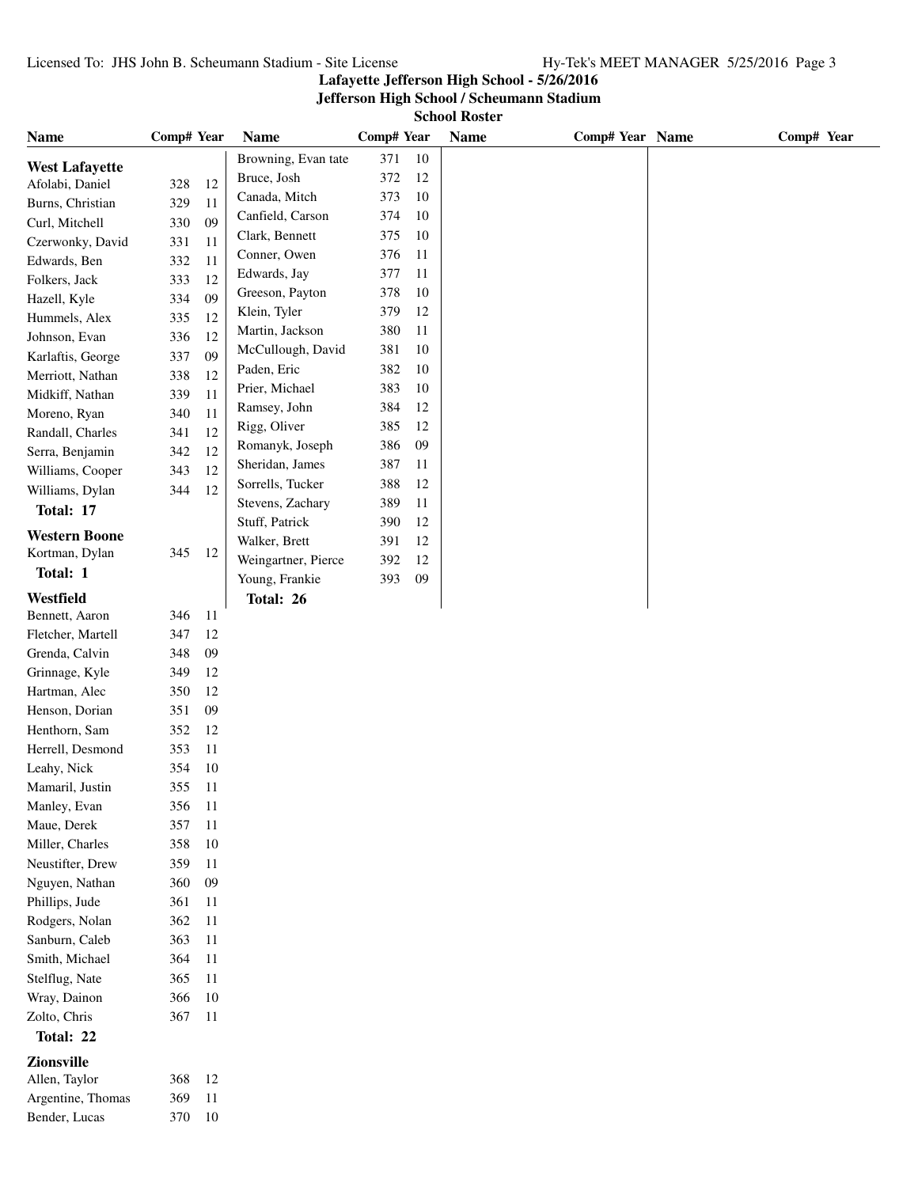# Lafayette Jefferson High School - 5/26/2016

## Jefferson High School / Scheumann Stadium

### School Roster

**West Lafayette**

| Name | Comp# | Year |
|---|---|---|
| Afolabi, Daniel | 328 | 12 |
| Burns, Christian | 329 | 11 |
| Curl, Mitchell | 330 | 09 |
| Czerwonky, David | 331 | 11 |
| Edwards, Ben | 332 | 11 |
| Folkers, Jack | 333 | 12 |
| Hazell, Kyle | 334 | 09 |
| Hummels, Alex | 335 | 12 |
| Johnson, Evan | 336 | 12 |
| Karlaftis, George | 337 | 09 |
| Merriott, Nathan | 338 | 12 |
| Midkiff, Nathan | 339 | 11 |
| Moreno, Ryan | 340 | 11 |
| Randall, Charles | 341 | 12 |
| Serra, Benjamin | 342 | 12 |
| Williams, Cooper | 343 | 12 |
| Williams, Dylan | 344 | 12 |

**Total: 17**

**Western Boone**

| Name | Comp# | Year |
|---|---|---|
| Kortman, Dylan | 345 | 12 |

**Total: 1**

**Westfield**

| Name | Comp# | Year |
|---|---|---|
| Bennett, Aaron | 346 | 11 |
| Fletcher, Martell | 347 | 12 |
| Grenda, Calvin | 348 | 09 |
| Grinnage, Kyle | 349 | 12 |
| Hartman, Alec | 350 | 12 |
| Henson, Dorian | 351 | 09 |
| Henthorn, Sam | 352 | 12 |
| Herrell, Desmond | 353 | 11 |
| Leahy, Nick | 354 | 10 |
| Mamaril, Justin | 355 | 11 |
| Manley, Evan | 356 | 11 |
| Maue, Derek | 357 | 11 |
| Miller, Charles | 358 | 10 |
| Neustifter, Drew | 359 | 11 |
| Nguyen, Nathan | 360 | 09 |
| Phillips, Jude | 361 | 11 |
| Rodgers, Nolan | 362 | 11 |
| Sanburn, Caleb | 363 | 11 |
| Smith, Michael | 364 | 11 |
| Stelflug, Nate | 365 | 11 |
| Wray, Dainon | 366 | 10 |
| Zolto, Chris | 367 | 11 |

**Total: 22**

**Zionsville**

| Name | Comp# | Year |
|---|---|---|
| Allen, Taylor | 368 | 12 |
| Argentine, Thomas | 369 | 11 |
| Bender, Lucas | 370 | 10 |
| Browning, Evan tate | 371 | 10 |
| Bruce, Josh | 372 | 12 |
| Canada, Mitch | 373 | 10 |
| Canfield, Carson | 374 | 10 |
| Clark, Bennett | 375 | 10 |
| Conner, Owen | 376 | 11 |
| Edwards, Jay | 377 | 11 |
| Greeson, Payton | 378 | 10 |
| Klein, Tyler | 379 | 12 |
| Martin, Jackson | 380 | 11 |
| McCullough, David | 381 | 10 |
| Paden, Eric | 382 | 10 |
| Prier, Michael | 383 | 10 |
| Ramsey, John | 384 | 12 |
| Rigg, Oliver | 385 | 12 |
| Romanyk, Joseph | 386 | 09 |
| Sheridan, James | 387 | 11 |
| Sorrells, Tucker | 388 | 12 |
| Stevens, Zachary | 389 | 11 |
| Stuff, Patrick | 390 | 12 |
| Walker, Brett | 391 | 12 |
| Weingartner, Pierce | 392 | 12 |
| Young, Frankie | 393 | 09 |

**Total: 26**